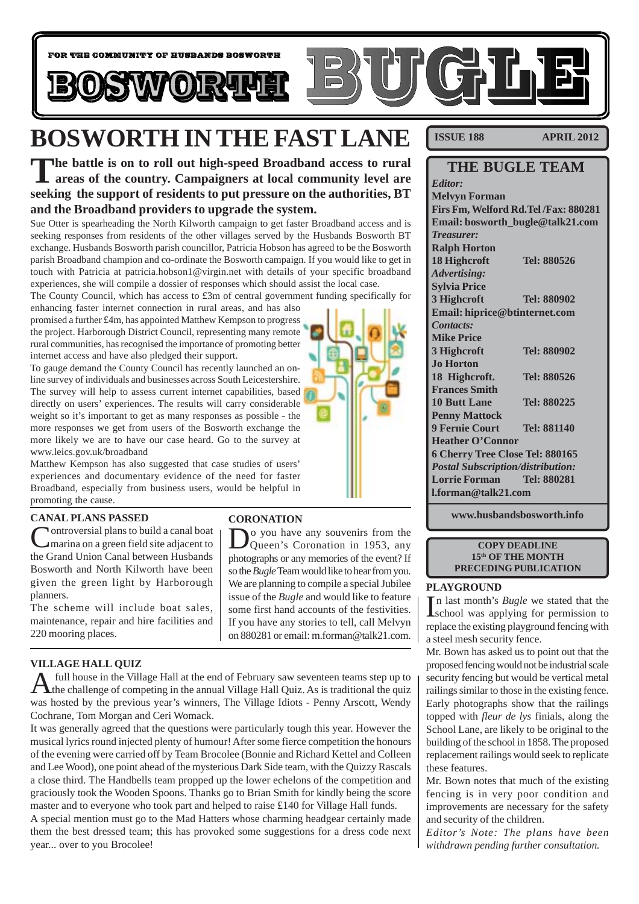FOR THE COMMUNITY OF HUSBANDS BOSWORTH

# BOSWORTH BUGLE

# BOSWORTH IN THE FAST LANE

**The battle is on to roll out high-speed Broadband access to rural areas of the country. Campaigners at local community level are seeking the support of residents to put pressure on the authorities, BT and the Broadband providers to upgrade the system.**

Sue Otter is spearheading the North Kilworth campaign to get faster Broadband access and is seeking responses from residents of the other villages served by the Husbands Bosworth BT exchange. Husbands Bosworth parish councillor, Patricia Hobson has agreed to be the Bosworth parish Broadband champion and co-ordinate the Bosworth campaign. If you would like to get in touch with Patricia at patricia.hobson1@virgin.net with details of your specific broadband experiences, she will compile a dossier of responses which should assist the local case.

The County Council, which has access to £3m of central government funding specifically for enhancing faster internet connection in rural areas, and has also promised a further £4m, has appointed Matthew Kempson to progress the project. Harborough District Council, representing many remote rural communities, has recognised the importance of promoting better internet access and have also pledged their support.

To gauge demand the County Council has recently launched an on-line survey of individuals and businesses across South Leicestershire. The survey will help to assess current internet capabilities, based directly on users' experiences. The results will carry considerable weight so it's important to get as many responses as possible - the more responses we get from users of the Bosworth exchange the more likely we are to have our case heard. Go to the survey at www.leics.gov.uk/broadband

Matthew Kempson has also suggested that case studies of users' experiences and documentary evidence of the need for faster Broadband, especially from business users, would be helpful in promoting the cause.

### CANAL PLANS PASSED

Controversial plans to build a canal boat marina on a green field site adjacent to the Grand Union Canal between Husbands Bosworth and North Kilworth have been given the green light by Harborough planners.

The scheme will include boat sales, maintenance, repair and hire facilities and 220 mooring places.

### CORONATION

Do you have any souvenirs from the Queen's Coronation in 1953, any photographs or any memories of the event? If so the *Bugle* Team would like to hear from you. We are planning to compile a special Jubilee issue of the *Bugle* and would like to feature some first hand accounts of the festivities. If you have any stories to tell, call Melvyn on 880281 or email: m.forman@talk21.com.

### VILLAGE HALL QUIZ

A full house in the Village Hall at the end of February saw seventeen teams step up to the challenge of competing in the annual Village Hall Quiz. As is traditional the quiz was hosted by the previous year's winners, The Village Idiots - Penny Arscott, Wendy Cochrane, Tom Morgan and Ceri Womack.

It was generally agreed that the questions were particularly tough this year. However the musical lyrics round injected plenty of humour! After some fierce competition the honours of the evening were carried off by Team Brocolee (Bonnie and Richard Kettel and Colleen and Lee Wood), one point ahead of the mysterious Dark Side team, with the Quizzy Rascals a close third. The Handbells team propped up the lower echelons of the competition and graciously took the Wooden Spoons. Thanks go to Brian Smith for kindly being the score master and to everyone who took part and helped to raise £140 for Village Hall funds.

A special mention must go to the Mad Hatters whose charming headgear certainly made them the best dressed team; this has provoked some suggestions for a dress code next year... over to you Brocolee!

**ISSUE 188 — APRIL 2012**

## THE BUGLE TEAM

*Editor:*
**Melvyn Forman**
**Firs Fm, Welford Rd.Tel /Fax: 880281**
**Email: bosworth_bugle@talk21.com**

*Treasurer:*
**Ralph Horton**
**18 Highcroft — Tel: 880526**

*Advertising:*
**Sylvia Price**
**3 Highcroft — Tel: 880902**
**Email: hiprice@btinternet.com**

*Contacts:*
**Mike Price**
**3 Highcroft — Tel: 880902**
**Jo Horton**
**18 Highcroft. — Tel: 880526**
**Frances Smith**
**10 Butt Lane — Tel: 880225**
**Penny Mattock**
**9 Fernie Court — Tel: 881140**
**Heather O'Connor**
**6 Cherry Tree Close Tel: 880165**

*Postal Subscription/distribution:*
**Lorrie Forman — Tel: 880281**
**l.forman@talk21.com**

**www.husbandsbosworth.info**

**COPY DEADLINE**
**15th OF THE MONTH PRECEDING PUBLICATION**

### PLAYGROUND

In last month's *Bugle* we stated that the school was applying for permission to replace the existing playground fencing with a steel mesh security fence.

Mr. Bown has asked us to point out that the proposed fencing would not be industrial scale security fencing but would be vertical metal railings similar to those in the existing fence. Early photographs show that the railings topped with *fleur de lys* finials, along the School Lane, are likely to be original to the building of the school in 1858. The proposed replacement railings would seek to replicate these features.

Mr. Bown notes that much of the existing fencing is in very poor condition and improvements are necessary for the safety and security of the children.

*Editor's Note: The plans have been withdrawn pending further consultation.*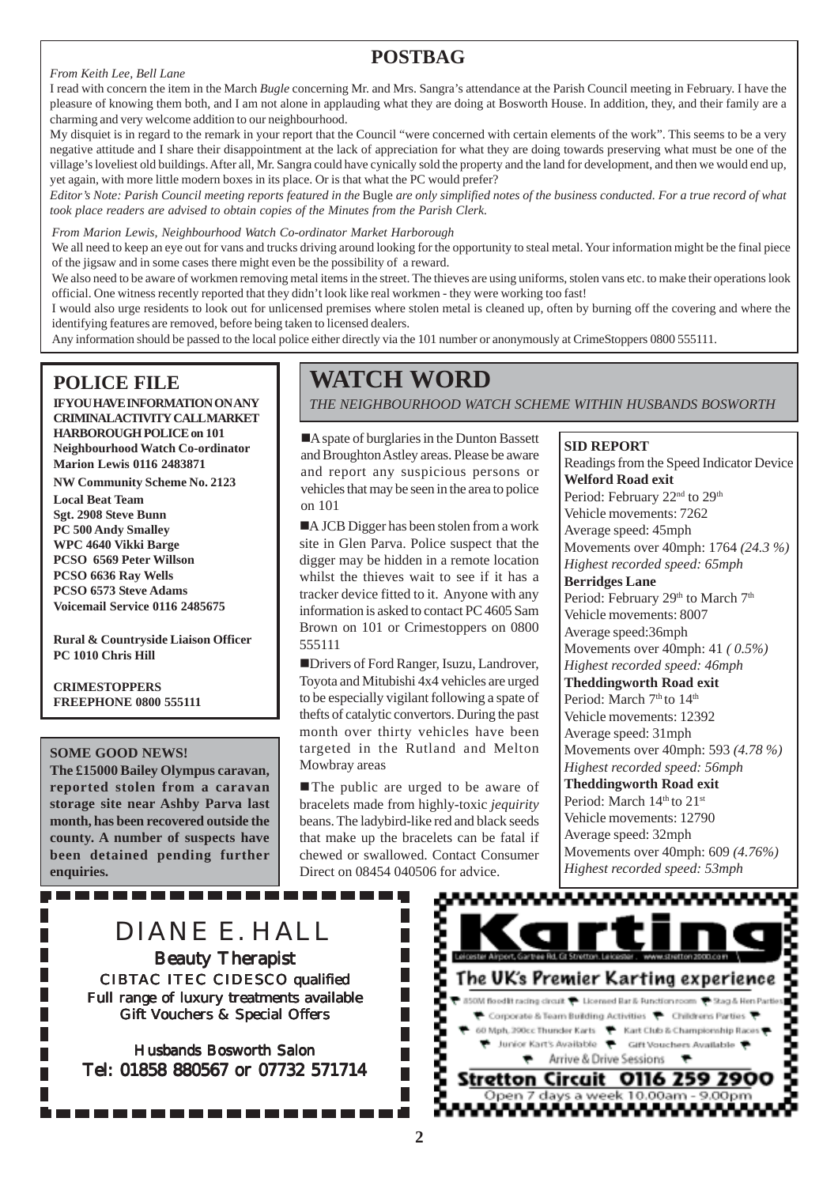# POSTBAG

*From Keith Lee, Bell Lane*

I read with concern the item in the March *Bugle* concerning Mr. and Mrs. Sangra's attendance at the Parish Council meeting in February. I have the pleasure of knowing them both, and I am not alone in applauding what they are doing at Bosworth House. In addition, they, and their family are a charming and very welcome addition to our neighbourhood.

My disquiet is in regard to the remark in your report that the Council "were concerned with certain elements of the work". This seems to be a very negative attitude and I share their disappointment at the lack of appreciation for what they are doing towards preserving what must be one of the village's loveliest old buildings. After all, Mr. Sangra could have cynically sold the property and the land for development, and then we would end up, yet again, with more little modern boxes in its place. Or is that what the PC would prefer?

*Editor's Note: Parish Council meeting reports featured in the* Bugle *are only simplified notes of the business conducted. For a true record of what took place readers are advised to obtain copies of the Minutes from the Parish Clerk.*

*From Marion Lewis, Neighbourhood Watch Co-ordinator Market Harborough*

We all need to keep an eye out for vans and trucks driving around looking for the opportunity to steal metal. Your information might be the final piece of the jigsaw and in some cases there might even be the possibility of a reward.

We also need to be aware of workmen removing metal items in the street. The thieves are using uniforms, stolen vans etc. to make their operations look official. One witness recently reported that they didn't look like real workmen - they were working too fast!

I would also urge residents to look out for unlicensed premises where stolen metal is cleaned up, often by burning off the covering and where the identifying features are removed, before being taken to licensed dealers.

Any information should be passed to the local police either directly via the 101 number or anonymously at CrimeStoppers 0800 555111.

## POLICE FILE

**IF YOU HAVE INFORMATION ON ANY CRIMINAL ACTIVITY CALL MARKET HARBOROUGH POLICE on 101**
**Neighbourhood Watch Co-ordinator Marion Lewis 0116 2483871**

**NW Community Scheme No. 2123**

**Local Beat Team**
**Sgt. 2908 Steve Bunn**
**PC 500 Andy Smalley**
**WPC 4640 Vikki Barge**
**PCSO 6569 Peter Willson**
**PCSO 6636 Ray Wells**
**PCSO 6573 Steve Adams**
**Voicemail Service 0116 2485675**

**Rural & Countryside Liaison Officer**
**PC 1010 Chris Hill**

**CRIMESTOPPERS**
**FREEPHONE 0800 555111**

### SOME GOOD NEWS!

**The £15000 Bailey Olympus caravan, reported stolen from a caravan storage site near Ashby Parva last month, has been recovered outside the county. A number of suspects have been detained pending further enquiries.**

# WATCH WORD

*THE NEIGHBOURHOOD WATCH SCHEME WITHIN HUSBANDS BOSWORTH*

- A spate of burglaries in the Dunton Bassett and Broughton Astley areas. Please be aware and report any suspicious persons or vehicles that may be seen in the area to police on 101
- A JCB Digger has been stolen from a work site in Glen Parva. Police suspect that the digger may be hidden in a remote location whilst the thieves wait to see if it has a tracker device fitted to it. Anyone with any information is asked to contact PC 4605 Sam Brown on 101 or Crimestoppers on 0800 555111
- Drivers of Ford Ranger, Isuzu, Landrover, Toyota and Mitubishi 4x4 vehicles are urged to be especially vigilant following a spate of thefts of catalytic convertors. During the past month over thirty vehicles have been targeted in the Rutland and Melton Mowbray areas
- The public are urged to be aware of bracelets made from highly-toxic *jequirity* beans. The ladybird-like red and black seeds that make up the bracelets can be fatal if chewed or swallowed. Contact Consumer Direct on 08454 040506 for advice.

### SID REPORT

Readings from the Speed Indicator Device

**Welford Road exit**
Period: February 22nd to 29th
Vehicle movements: 7262
Average speed: 45mph
Movements over 40mph: 1764 *(24.3 %)*
*Highest recorded speed: 65mph*

**Berridges Lane**
Period: February 29th to March 7th
Vehicle movements: 8007
Average speed:36mph
Movements over 40mph: 41 *( 0.5%)*
*Highest recorded speed: 46mph*

**Theddingworth Road exit**
Period: March 7th to 14th
Vehicle movements: 12392
Average speed: 31mph
Movements over 40mph: 593 *(4.78 %)*
*Highest recorded speed: 56mph*

**Theddingworth Road exit**
Period: March 14th to 21st
Vehicle movements: 12790
Average speed: 32mph
Movements over 40mph: 609 *(4.76%)*
*Highest recorded speed: 53mph*

DIANE E. HALL
**Beauty Therapist**
CIBTAC ITEC CIDESCO qualified
Full range of luxury treatments available
Gift Vouchers & Special Offers

Husbands Bosworth Salon
Tel: 01858 880567 or 07732 571714

**Karting**
Leicester Airport, Gartree Rd. Gt Stretton. Leicester. www.stretton2000.com
The UK's Premier Karting experience
850M floodlit racing circuit • Licensed Bar & Function room • Stag & Hen Parties • Corporate & Team Building Activities • Childrens Parties • 60 Mph, 390cc Thunder Karts • Kart Club & Championship Races • Junior Kart's Available • Gift Vouchers Available • Arrive & Drive Sessions
**Stretton Circuit 0116 259 2900**
Open 7 days a week 10.00am - 9.00pm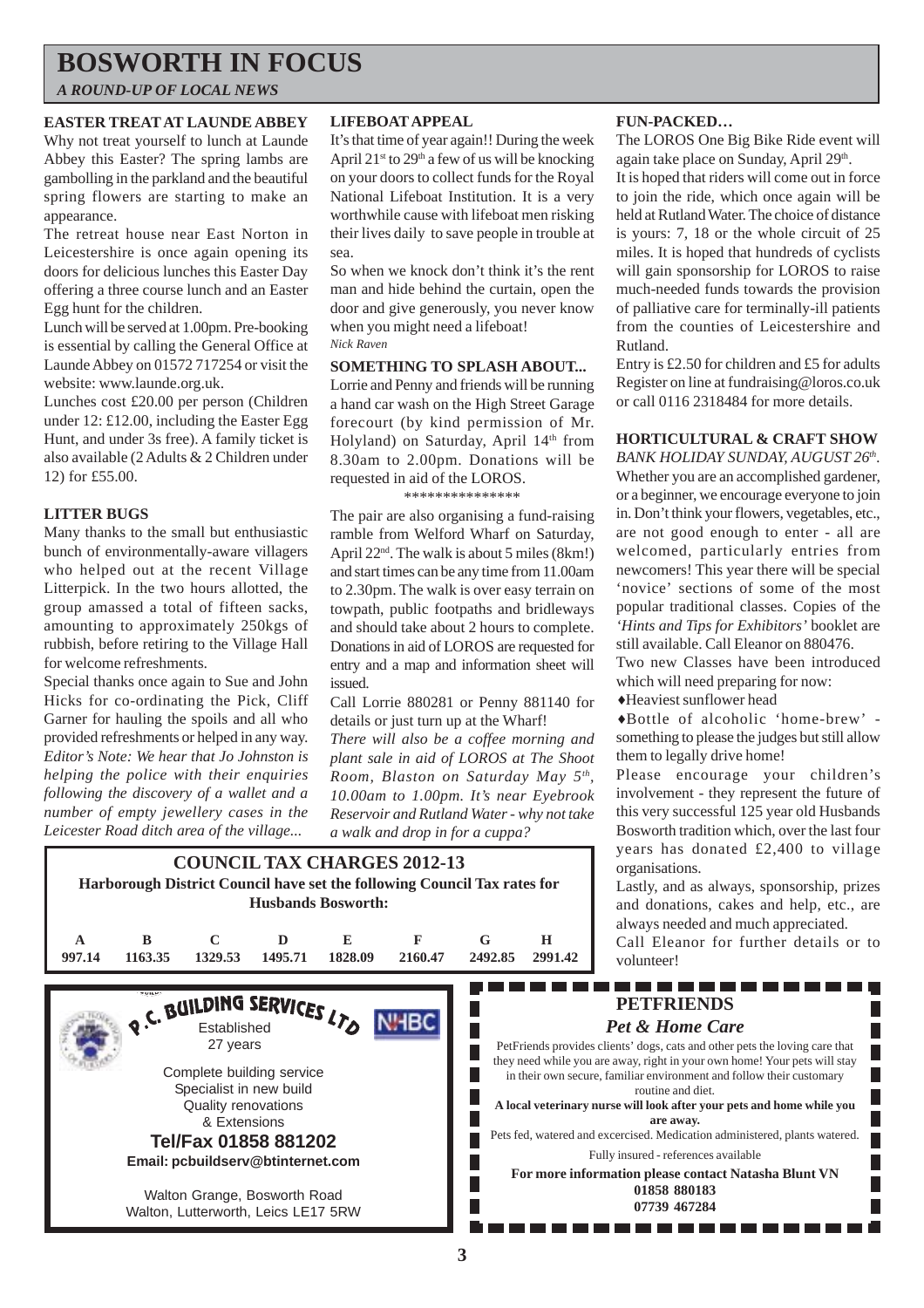# BOSWORTH IN FOCUS

*A ROUND-UP OF LOCAL NEWS*

### EASTER TREAT AT LAUNDE ABBEY

Why not treat yourself to lunch at Launde Abbey this Easter? The spring lambs are gambolling in the parkland and the beautiful spring flowers are starting to make an appearance.

The retreat house near East Norton in Leicestershire is once again opening its doors for delicious lunches this Easter Day offering a three course lunch and an Easter Egg hunt for the children.

Lunch will be served at 1.00pm. Pre-booking is essential by calling the General Office at Launde Abbey on 01572 717254 or visit the website: www.launde.org.uk.

Lunches cost £20.00 per person (Children under 12: £12.00, including the Easter Egg Hunt, and under 3s free). A family ticket is also available (2 Adults & 2 Children under 12) for £55.00.

### LITTER BUGS

Many thanks to the small but enthusiastic bunch of environmentally-aware villagers who helped out at the recent Village Litterpick. In the two hours allotted, the group amassed a total of fifteen sacks, amounting to approximately 250kgs of rubbish, before retiring to the Village Hall for welcome refreshments.

Special thanks once again to Sue and John Hicks for co-ordinating the Pick, Cliff Garner for hauling the spoils and all who provided refreshments or helped in any way.

*Editor's Note: We hear that Jo Johnston is helping the police with their enquiries following the discovery of a wallet and a number of empty jewellery cases in the Leicester Road ditch area of the village...*

### LIFEBOAT APPEAL

It's that time of year again!! During the week April 21st to 29th a few of us will be knocking on your doors to collect funds for the Royal National Lifeboat Institution. It is a very worthwhile cause with lifeboat men risking their lives daily to save people in trouble at sea.

So when we knock don't think it's the rent man and hide behind the curtain, open the door and give generously, you never know when you might need a lifeboat!

*Nick Raven*

### SOMETHING TO SPLASH ABOUT...

Lorrie and Penny and friends will be running a hand car wash on the High Street Garage forecourt (by kind permission of Mr. Holyland) on Saturday, April 14th from 8.30am to 2.00pm. Donations will be requested in aid of the LOROS.

\*\*\*\*\*\*\*\*\*\*\*\*\*\*\*

The pair are also organising a fund-raising ramble from Welford Wharf on Saturday, April 22nd. The walk is about 5 miles (8km!) and start times can be any time from 11.00am to 2.30pm. The walk is over easy terrain on towpath, public footpaths and bridleways and should take about 2 hours to complete. Donations in aid of LOROS are requested for entry and a map and information sheet will issued.

Call Lorrie 880281 or Penny 881140 for details or just turn up at the Wharf!

*There will also be a coffee morning and plant sale in aid of LOROS at The Shoot Room, Blaston on Saturday May 5th, 10.00am to 1.00pm. It's near Eyebrook Reservoir and Rutland Water - why not take a walk and drop in for a cuppa?*

### FUN-PACKED…

The LOROS One Big Bike Ride event will again take place on Sunday, April 29th.

It is hoped that riders will come out in force to join the ride, which once again will be held at Rutland Water. The choice of distance is yours: 7, 18 or the whole circuit of 25 miles. It is hoped that hundreds of cyclists will gain sponsorship for LOROS to raise much-needed funds towards the provision of palliative care for terminally-ill patients from the counties of Leicestershire and Rutland.

Entry is £2.50 for children and £5 for adults Register on line at fundraising@loros.co.uk or call 0116 2318484 for more details.

### HORTICULTURAL & CRAFT SHOW

*BANK HOLIDAY SUNDAY, AUGUST 26th.*

Whether you are an accomplished gardener, or a beginner, we encourage everyone to join in. Don't think your flowers, vegetables, etc., are not good enough to enter - all are welcomed, particularly entries from newcomers! This year there will be special 'novice' sections of some of the most popular traditional classes. Copies of the *'Hints and Tips for Exhibitors'* booklet are still available. Call Eleanor on 880476.

Two new Classes have been introduced which will need preparing for now:

- Heaviest sunflower head
- Bottle of alcoholic 'home-brew' - something to please the judges but still allow them to legally drive home!

Please encourage your children's involvement - they represent the future of this very successful 125 year old Husbands Bosworth tradition which, over the last four years has donated £2,400 to village organisations.

Lastly, and as always, sponsorship, prizes and donations, cakes and help, etc., are always needed and much appreciated.

Call Eleanor for further details or to volunteer!

### COUNCIL TAX CHARGES 2012-13

**Harborough District Council have set the following Council Tax rates for Husbands Bosworth:**

| A | B | C | D | E | F | G | H |
|---|---|---|---|---|---|---|---|
| 997.14 | 1163.35 | 1329.53 | 1495.71 | 1828.09 | 2160.47 | 2492.85 | 2991.42 |

**P.C. BUILDING SERVICES LTD**

NHBC

Established 27 years

Complete building service
Specialist in new build
Quality renovations
& Extensions

**Tel/Fax 01858 881202**

**Email: pcbuildserv@btinternet.com**

Walton Grange, Bosworth Road
Walton, Lutterworth, Leics LE17 5RW

**PETFRIENDS**

***Pet & Home Care***

PetFriends provides clients' dogs, cats and other pets the loving care that they need while you are away, right in your own home! Your pets will stay in their own secure, familiar environment and follow their customary routine and diet.

**A local veterinary nurse will look after your pets and home while you are away.**

Pets fed, watered and excercised. Medication administered, plants watered.

Fully insured - references available

**For more information please contact Natasha Blunt VN**
**01858 880183**
**07739 467284**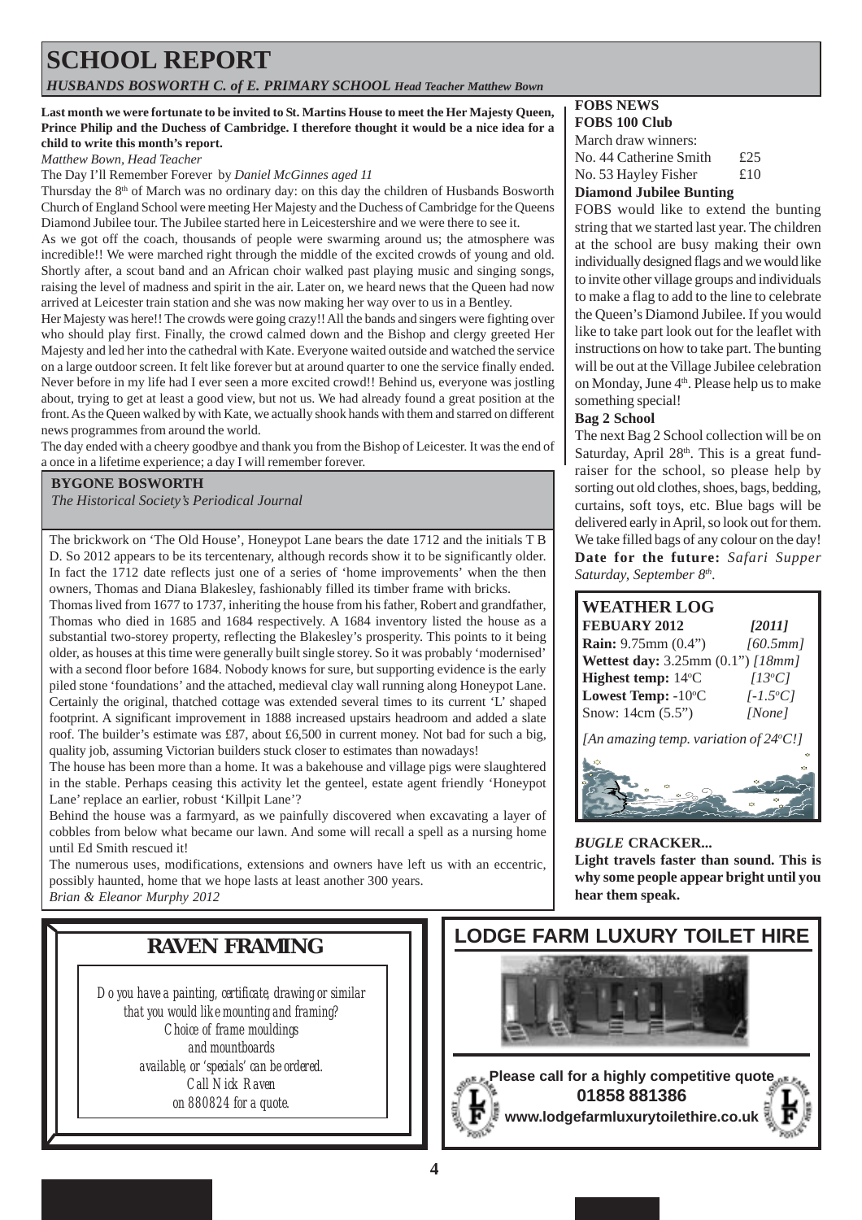# SCHOOL REPORT

*HUSBANDS BOSWORTH C. of E. PRIMARY SCHOOL Head Teacher Matthew Bown*

**Last month we were fortunate to be invited to St. Martins House to meet the Her Majesty Queen, Prince Philip and the Duchess of Cambridge. I therefore thought it would be a nice idea for a child to write this month's report.**

*Matthew Bown, Head Teacher*

The Day I'll Remember Forever by *Daniel McGinnes aged 11*

Thursday the 8th of March was no ordinary day: on this day the children of Husbands Bosworth Church of England School were meeting Her Majesty and the Duchess of Cambridge for the Queens Diamond Jubilee tour. The Jubilee started here in Leicestershire and we were there to see it.

As we got off the coach, thousands of people were swarming around us; the atmosphere was incredible!! We were marched right through the middle of the excited crowds of young and old. Shortly after, a scout band and an African choir walked past playing music and singing songs, raising the level of madness and spirit in the air. Later on, we heard news that the Queen had now arrived at Leicester train station and she was now making her way over to us in a Bentley.

Her Majesty was here!! The crowds were going crazy!! All the bands and singers were fighting over who should play first. Finally, the crowd calmed down and the Bishop and clergy greeted Her Majesty and led her into the cathedral with Kate. Everyone waited outside and watched the service on a large outdoor screen. It felt like forever but at around quarter to one the service finally ended. Never before in my life had I ever seen a more excited crowd!! Behind us, everyone was jostling about, trying to get at least a good view, but not us. We had already found a great position at the front. As the Queen walked by with Kate, we actually shook hands with them and starred on different news programmes from around the world.

The day ended with a cheery goodbye and thank you from the Bishop of Leicester. It was the end of a once in a lifetime experience; a day I will remember forever.

## BYGONE BOSWORTH

*The Historical Society's Periodical Journal*

The brickwork on 'The Old House', Honeypot Lane bears the date 1712 and the initials T B D. So 2012 appears to be its tercentenary, although records show it to be significantly older. In fact the 1712 date reflects just one of a series of 'home improvements' when the then owners, Thomas and Diana Blakesley, fashionably filled its timber frame with bricks.

Thomas lived from 1677 to 1737, inheriting the house from his father, Robert and grandfather, Thomas who died in 1685 and 1684 respectively. A 1684 inventory listed the house as a substantial two-storey property, reflecting the Blakesley's prosperity. This points to it being older, as houses at this time were generally built single storey. So it was probably 'modernised' with a second floor before 1684. Nobody knows for sure, but supporting evidence is the early piled stone 'foundations' and the attached, medieval clay wall running along Honeypot Lane. Certainly the original, thatched cottage was extended several times to its current 'L' shaped footprint. A significant improvement in 1888 increased upstairs headroom and added a slate roof. The builder's estimate was £87, about £6,500 in current money. Not bad for such a big, quality job, assuming Victorian builders stuck closer to estimates than nowadays!

The house has been more than a home. It was a bakehouse and village pigs were slaughtered in the stable. Perhaps ceasing this activity let the genteel, estate agent friendly 'Honeypot Lane' replace an earlier, robust 'Killpit Lane'?

Behind the house was a farmyard, as we painfully discovered when excavating a layer of cobbles from below what became our lawn. And some will recall a spell as a nursing home until Ed Smith rescued it!

The numerous uses, modifications, extensions and owners have left us with an eccentric, possibly haunted, home that we hope lasts at least another 300 years.

*Brian & Eleanor Murphy 2012*

## FOBS NEWS

**FOBS 100 Club**

March draw winners:

No. 44 Catherine Smith £25
No. 53 Hayley Fisher £10

**Diamond Jubilee Bunting**

FOBS would like to extend the bunting string that we started last year. The children at the school are busy making their own individually designed flags and we would like to invite other village groups and individuals to make a flag to add to the line to celebrate the Queen's Diamond Jubilee. If you would like to take part look out for the leaflet with instructions on how to take part. The bunting will be out at the Village Jubilee celebration on Monday, June 4th. Please help us to make something special!

**Bag 2 School**

The next Bag 2 School collection will be on Saturday, April 28th. This is a great fund-raiser for the school, so please help by sorting out old clothes, shoes, bags, bedding, curtains, soft toys, etc. Blue bags will be delivered early in April, so look out for them. We take filled bags of any colour on the day!

**Date for the future:** *Safari Supper Saturday, September 8th.*

## WEATHER LOG

| **FEBUARY 2012** | ***[2011]*** |
|---|---|
| **Rain:** 9.75mm (0.4") | *[60.5mm]* |
| **Wettest day:** 3.25mm (0.1") | *[18mm]* |
| **Highest temp:** 14°C | *[13°C]* |
| **Lowest Temp:** -10°C | *[-1.5°C]* |
| Snow: 14cm (5.5") | *[None]* |

*[An amazing temp. variation of 24°C!]*

***BUGLE* CRACKER...**

**Light travels faster than sound. This is why some people appear bright until you hear them speak.**

## RAVEN FRAMING

*Do you have a painting, certificate, drawing or similar that you would like mounting and framing? Choice of frame mouldings and mountboards available, or 'specials' can be ordered. Call Nick Raven on 880824 for a quote.*

## LODGE FARM LUXURY TOILET HIRE

**Please call for a highly competitive quote**

**01858 881386**

**www.lodgefarmluxurytoilethire.co.uk**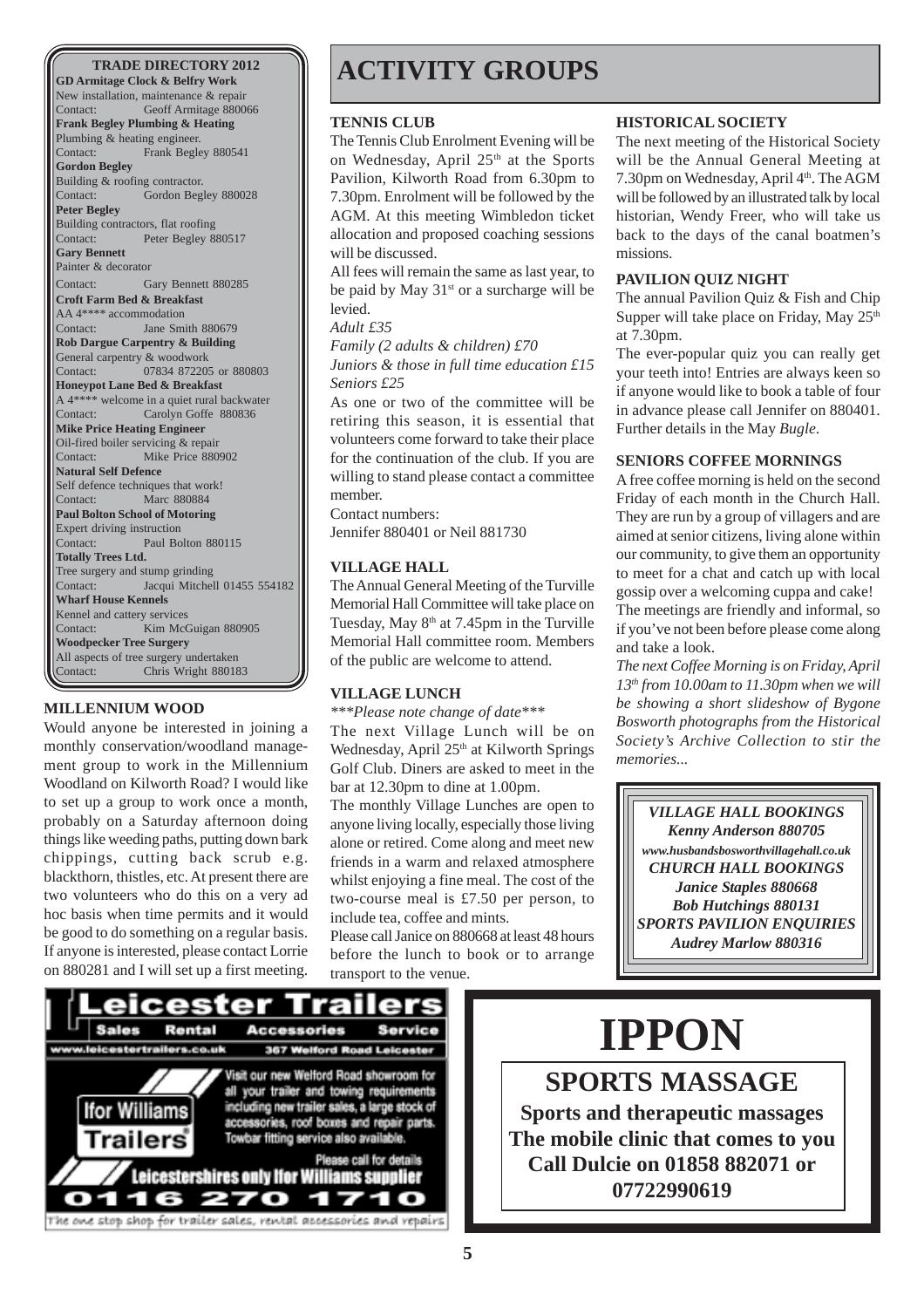## TRADE DIRECTORY 2012

**GD Armitage Clock & Belfry Work**
New installation, maintenance & repair
Contact: Geoff Armitage 880066

**Frank Begley Plumbing & Heating**
Plumbing & heating engineer.
Contact: Frank Begley 880541

**Gordon Begley**
Building & roofing contractor.
Contact: Gordon Begley 880028

**Peter Begley**
Building contractors, flat roofing
Contact: Peter Begley 880517

**Gary Bennett**
Painter & decorator
Contact: Gary Bennett 880285

**Croft Farm Bed & Breakfast**
AA 4**** accommodation
Contact: Jane Smith 880679

**Rob Dargue Carpentry & Building**
General carpentry & woodwork
Contact: 07834 872205 or 880803

**Honeypot Lane Bed & Breakfast**
A 4**** welcome in a quiet rural backwater
Contact: Carolyn Goffe 880836

**Mike Price Heating Engineer**
Oil-fired boiler servicing & repair
Contact: Mike Price 880902

**Natural Self Defence**
Self defence techniques that work!
Contact: Marc 880884

**Paul Bolton School of Motoring**
Expert driving instruction
Contact: Paul Bolton 880115

**Totally Trees Ltd.**
Tree surgery and stump grinding
Contact: Jacqui Mitchell 01455 554182

**Wharf House Kennels**
Kennel and cattery services
Contact: Kim McGuigan 880905

**Woodpecker Tree Surgery**
All aspects of tree surgery undertaken
Contact: Chris Wright 880183

### MILLENNIUM WOOD

Would anyone be interested in joining a monthly conservation/woodland management group to work in the Millennium Woodland on Kilworth Road? I would like to set up a group to work once a month, probably on a Saturday afternoon doing things like weeding paths, putting down bark chippings, cutting back scrub e.g. blackthorn, thistles, etc. At present there are two volunteers who do this on a very ad hoc basis when time permits and it would be good to do something on a regular basis. If anyone is interested, please contact Lorrie on 880281 and I will set up a first meeting.

# ACTIVITY GROUPS

### TENNIS CLUB

The Tennis Club Enrolment Evening will be on Wednesday, April 25th at the Sports Pavilion, Kilworth Road from 6.30pm to 7.30pm. Enrolment will be followed by the AGM. At this meeting Wimbledon ticket allocation and proposed coaching sessions will be discussed.

All fees will remain the same as last year, to be paid by May 31st or a surcharge will be levied.

*Adult £35*

*Family (2 adults & children) £70*

*Juniors & those in full time education £15*

*Seniors £25*

As one or two of the committee will be retiring this season, it is essential that volunteers come forward to take their place for the continuation of the club. If you are willing to stand please contact a committee member.

Contact numbers:
Jennifer 880401 or Neil 881730

### VILLAGE HALL

The Annual General Meeting of the Turville Memorial Hall Committee will take place on Tuesday, May 8th at 7.45pm in the Turville Memorial Hall committee room. Members of the public are welcome to attend.

### VILLAGE LUNCH

****Please note change of date****

The next Village Lunch will be on Wednesday, April 25th at Kilworth Springs Golf Club. Diners are asked to meet in the bar at 12.30pm to dine at 1.00pm.

The monthly Village Lunches are open to anyone living locally, especially those living alone or retired. Come along and meet new friends in a warm and relaxed atmosphere whilst enjoying a fine meal. The cost of the two-course meal is £7.50 per person, to include tea, coffee and mints.

Please call Janice on 880668 at least 48 hours before the lunch to book or to arrange transport to the venue.

### HISTORICAL SOCIETY

The next meeting of the Historical Society will be the Annual General Meeting at 7.30pm on Wednesday, April 4th. The AGM will be followed by an illustrated talk by local historian, Wendy Freer, who will take us back to the days of the canal boatmen's missions.

### PAVILION QUIZ NIGHT

The annual Pavilion Quiz & Fish and Chip Supper will take place on Friday, May 25th at 7.30pm.

The ever-popular quiz you can really get your teeth into! Entries are always keen so if anyone would like to book a table of four in advance please call Jennifer on 880401. Further details in the May *Bugle*.

### SENIORS COFFEE MORNINGS

A free coffee morning is held on the second Friday of each month in the Church Hall. They are run by a group of villagers and are aimed at senior citizens, living alone within our community, to give them an opportunity to meet for a chat and catch up with local gossip over a welcoming cuppa and cake!

The meetings are friendly and informal, so if you've not been before please come along and take a look.

*The next Coffee Morning is on Friday, April 13th from 10.00am to 11.30pm when we will be showing a short slideshow of Bygone Bosworth photographs from the Historical Society's Archive Collection to stir the memories...*

***VILLAGE HALL BOOKINGS***
***Kenny Anderson 880705***
***www.husbandsbosworthvillagehall.co.uk***
***CHURCH HALL BOOKINGS***
***Janice Staples 880668***
***Bob Hutchings 880131***
***SPORTS PAVILION ENQUIRIES***
***Audrey Marlow 880316***

**Leicester Trailers**
Sales Rental Accessories Service
www.leicestertrailers.co.uk 367 Welford Road Leicester
Ifor Williams Trailers
Visit our new Welford Road showroom for all your trailer and towing requirements including new trailer sales, a large stock of accessories, roof boxes and repair parts. Towbar fitting service also available.
Please call for details
Leicestershires only Ifor Williams supplier
0116 270 1710
The one stop shop for trailer sales, rental accessories and repairs

# IPPON

## SPORTS MASSAGE

**Sports and therapeutic massages**
**The mobile clinic that comes to you**
**Call Dulcie on 01858 882071 or 07722990619**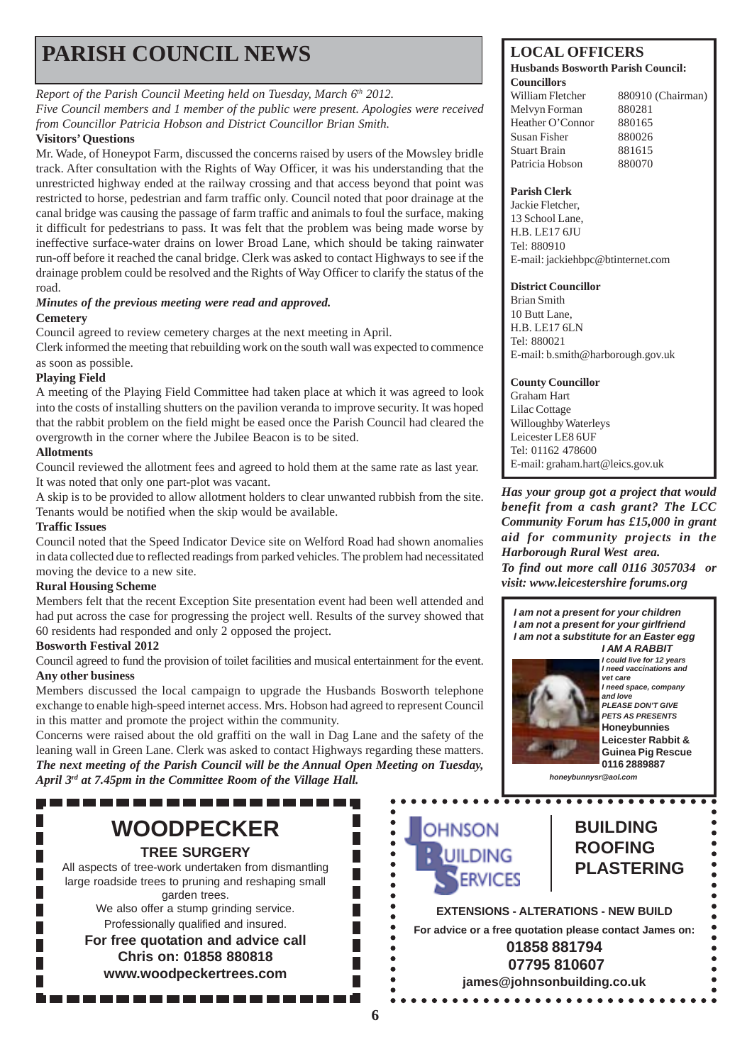# PARISH COUNCIL NEWS

*Report of the Parish Council Meeting held on Tuesday, March 6th 2012.*
*Five Council members and 1 member of the public were present. Apologies were received from Councillor Patricia Hobson and District Councillor Brian Smith.*

**Visitors' Questions**

Mr. Wade, of Honeypot Farm, discussed the concerns raised by users of the Mowsley bridle track. After consultation with the Rights of Way Officer, it was his understanding that the unrestricted highway ended at the railway crossing and that access beyond that point was restricted to horse, pedestrian and farm traffic only. Council noted that poor drainage at the canal bridge was causing the passage of farm traffic and animals to foul the surface, making it difficult for pedestrians to pass. It was felt that the problem was being made worse by ineffective surface-water drains on lower Broad Lane, which should be taking rainwater run-off before it reached the canal bridge. Clerk was asked to contact Highways to see if the drainage problem could be resolved and the Rights of Way Officer to clarify the status of the road.

***Minutes of the previous meeting were read and approved.***

**Cemetery**

Council agreed to review cemetery charges at the next meeting in April.

Clerk informed the meeting that rebuilding work on the south wall was expected to commence as soon as possible.

**Playing Field**

A meeting of the Playing Field Committee had taken place at which it was agreed to look into the costs of installing shutters on the pavilion veranda to improve security. It was hoped that the rabbit problem on the field might be eased once the Parish Council had cleared the overgrowth in the corner where the Jubilee Beacon is to be sited.

**Allotments**

Council reviewed the allotment fees and agreed to hold them at the same rate as last year. It was noted that only one part-plot was vacant.

A skip is to be provided to allow allotment holders to clear unwanted rubbish from the site. Tenants would be notified when the skip would be available.

**Traffic Issues**

Council noted that the Speed Indicator Device site on Welford Road had shown anomalies in data collected due to reflected readings from parked vehicles. The problem had necessitated moving the device to a new site.

**Rural Housing Scheme**

Members felt that the recent Exception Site presentation event had been well attended and had put across the case for progressing the project well. Results of the survey showed that 60 residents had responded and only 2 opposed the project.

**Bosworth Festival 2012**

Council agreed to fund the provision of toilet facilities and musical entertainment for the event.

**Any other business**

Members discussed the local campaign to upgrade the Husbands Bosworth telephone exchange to enable high-speed internet access. Mrs. Hobson had agreed to represent Council in this matter and promote the project within the community.

Concerns were raised about the old graffiti on the wall in Dag Lane and the safety of the leaning wall in Green Lane. Clerk was asked to contact Highways regarding these matters.

***The next meeting of the Parish Council will be the Annual Open Meeting on Tuesday, April 3rd at 7.45pm in the Committee Room of the Village Hall.***

## LOCAL OFFICERS

**Husbands Bosworth Parish Council:**

**Councillors**

| | |
|---|---|
| William Fletcher | 880910 (Chairman) |
| Melvyn Forman | 880281 |
| Heather O'Connor | 880165 |
| Susan Fisher | 880026 |
| Stuart Brain | 881615 |
| Patricia Hobson | 880070 |

**Parish Clerk**
Jackie Fletcher,
13 School Lane,
H.B. LE17 6JU
Tel: 880910
E-mail: jackiehbpc@btinternet.com

**District Councillor**
Brian Smith
10 Butt Lane,
H.B. LE17 6LN
Tel: 880021
E-mail: b.smith@harborough.gov.uk

**County Councillor**
Graham Hart
Lilac Cottage
Willoughby Waterleys
Leicester LE8 6UF
Tel: 01162 478600
E-mail: graham.hart@leics.gov.uk

***Has your group got a project that would benefit from a cash grant? The LCC Community Forum has £15,000 in grant aid for community projects in the Harborough Rural West area.***
***To find out more call 0116 3057034 or visit: www.leicestershire forums.org***

*I am not a present for your children*
*I am not a present for your girlfriend*
*I am not a substitute for an Easter egg*
***I AM A RABBIT***
*I could live for 12 years*
*I need vaccinations and vet care*
*I need space, company and love*
*PLEASE DON'T GIVE PETS AS PRESENTS*
**Honeybunnies**
**Leicester Rabbit & Guinea Pig Rescue**
**0116 2889887**
*honeybunnysr@aol.com*

## WOODPECKER

**TREE SURGERY**

All aspects of tree-work undertaken from dismantling large roadside trees to pruning and reshaping small garden trees.
We also offer a stump grinding service.
Professionally qualified and insured.
**For free quotation and advice call Chris on: 01858 880818**
**www.woodpeckertrees.com**

**JOHNSON BUILDING SERVICES**

**BUILDING**
**ROOFING**
**PLASTERING**

**EXTENSIONS - ALTERATIONS - NEW BUILD**
**For advice or a free quotation please contact James on:**
**01858 881794**
**07795 810607**
**james@johnsonbuilding.co.uk**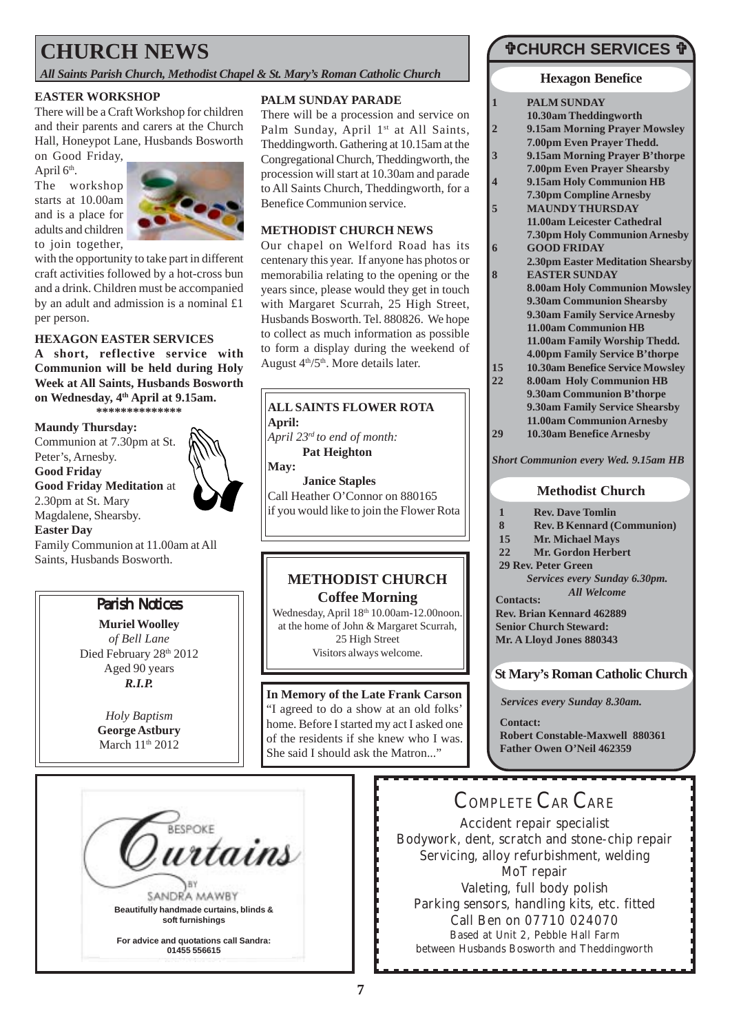# CHURCH NEWS

*All Saints Parish Church, Methodist Chapel & St. Mary's Roman Catholic Church*

### EASTER WORKSHOP

There will be a Craft Workshop for children and their parents and carers at the Church Hall, Honeypot Lane, Husbands Bosworth on Good Friday, April 6th.

The workshop starts at 10.00am and is a place for adults and children to join together, with the opportunity to take part in different craft activities followed by a hot-cross bun and a drink. Children must be accompanied by an adult and admission is a nominal £1 per person.

### HEXAGON EASTER SERVICES

**A short, reflective service with Communion will be held during Holy Week at All Saints, Husbands Bosworth on Wednesday, 4th April at 9.15am.**

**\*\*\*\*\*\*\*\*\*\*\*\*\*\***

**Maundy Thursday:**
Communion at 7.30pm at St. Peter's, Arnesby.

**Good Friday**
**Good Friday Meditation** at 2.30pm at St. Mary Magdalene, Shearsby.

**Easter Day**
Family Communion at 11.00am at All Saints, Husbands Bosworth.

### Parish Notices

**Muriel Woolley**
*of Bell Lane*
Died February 28th 2012
Aged 90 years
***R.I.P.***

*Holy Baptism*
**George Astbury**
March 11th 2012

### PALM SUNDAY PARADE

There will be a procession and service on Palm Sunday, April 1st at All Saints, Theddingworth. Gathering at 10.15am at the Congregational Church, Theddingworth, the procession will start at 10.30am and parade to All Saints Church, Theddingworth, for a Benefice Communion service.

### METHODIST CHURCH NEWS

Our chapel on Welford Road has its centenary this year. If anyone has photos or memorabilia relating to the opening or the years since, please would they get in touch with Margaret Scurrah, 25 High Street, Husbands Bosworth. Tel. 880826. We hope to collect as much information as possible to form a display during the weekend of August 4th/5th. More details later.

### ALL SAINTS FLOWER ROTA

**April:**
*April 23rd to end of month:*
**Pat Heighton**

**May:**
**Janice Staples**

Call Heather O'Connor on 880165 if you would like to join the Flower Rota

### METHODIST CHURCH
### Coffee Morning

Wednesday, April 18th 10.00am-12.00noon.
at the home of John & Margaret Scurrah, 25 High Street
Visitors always welcome.

**In Memory of the Late Frank Carson**
"I agreed to do a show at an old folks' home. Before I started my act I asked one of the residents if she knew who I was. She said I should ask the Matron..."

## ✟CHURCH SERVICES ✟

### Hexagon Benefice

| | |
|---|---|
| **1** | **PALM SUNDAY**<br>**10.30am Theddingworth** |
| **2** | **9.15am Morning Prayer Mowsley**<br>**7.00pm Even Prayer Thedd.** |
| **3** | **9.15am Morning Prayer B'thorpe**<br>**7.00pm Even Prayer Shearsby** |
| **4** | **9.15am Holy Communion HB**<br>**7.30pm Compline Arnesby** |
| **5** | **MAUNDY THURSDAY**<br>**11.00am Leicester Cathedral**<br>**7.30pm Holy Communion Arnesby** |
| **6** | **GOOD FRIDAY**<br>**2.30pm Easter Meditation Shearsby** |
| **8** | **EASTER SUNDAY**<br>**8.00am Holy Communion Mowsley**<br>**9.30am Communion Shearsby**<br>**9.30am Family Service Arnesby**<br>**11.00am Communion HB**<br>**11.00am Family Worship Thedd.**<br>**4.00pm Family Service B'thorpe** |
| **15** | **10.30am Benefice Service Mowsley** |
| **22** | **8.00am Holy Communion HB**<br>**9.30am Communion B'thorpe**<br>**9.30am Family Service Shearsby**<br>**11.00am Communion Arnesby** |
| **29** | **10.30am Benefice Arnesby** |

***Short Communion every Wed. 9.15am HB***

### Methodist Church

| | |
|---|---|
| **1** | **Rev. Dave Tomlin** |
| **8** | **Rev. B Kennard (Communion)** |
| **15** | **Mr. Michael Mays** |
| **22** | **Mr. Gordon Herbert** |
| **29** | **Rev. Peter Green** |

***Services every Sunday 6.30pm.***
***All Welcome***

**Contacts:**
**Rev. Brian Kennard 462889**
**Senior Church Steward:**
**Mr. A Lloyd Jones 880343**

### St Mary's Roman Catholic Church

***Services every Sunday 8.30am.***

**Contact:**
**Robert Constable-Maxwell 880361**
**Father Owen O'Neil 462359**

---

BESPOKE
Curtains
BY
SANDRA MAWBY
**Beautifully handmade curtains, blinds & soft furnishings**

**For advice and quotations call Sandra: 01455 556615**

---

## COMPLETE CAR CARE

Accident repair specialist
Bodywork, dent, scratch and stone-chip repair
Servicing, alloy refurbishment, welding
MoT repair
Valeting, full body polish
Parking sensors, handling kits, etc. fitted
Call Ben on 07710 024070
Based at Unit 2, Pebble Hall Farm
between Husbands Bosworth and Theddingworth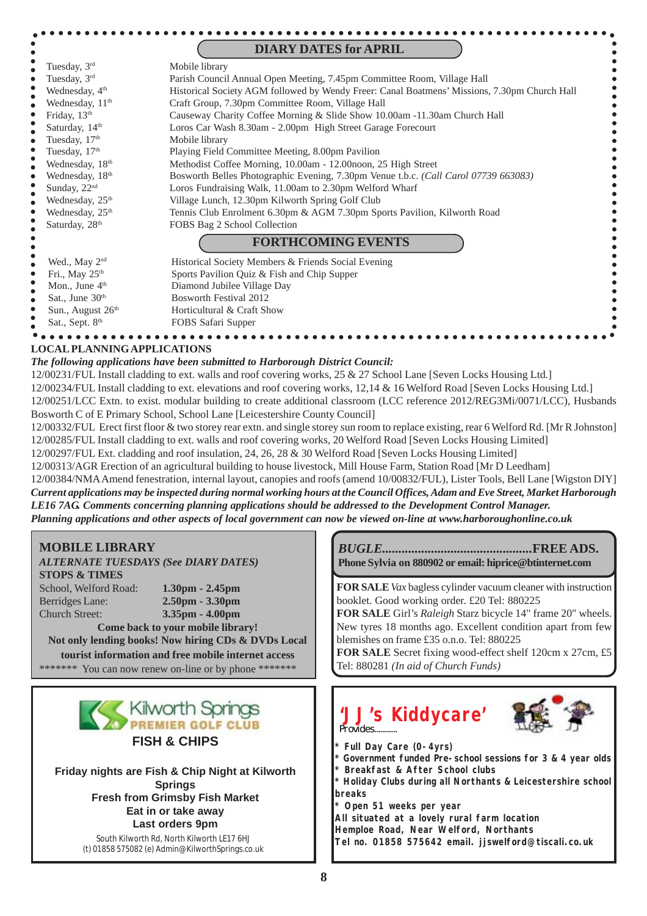## DIARY DATES for APRIL

| | |
|---|---|
| Tuesday, 3rd | Mobile library |
| Tuesday, 3rd | Parish Council Annual Open Meeting, 7.45pm Committee Room, Village Hall |
| Wednesday, 4th | Historical Society AGM followed by Wendy Freer: Canal Boatmens' Missions, 7.30pm Church Hall |
| Wednesday, 11th | Craft Group, 7.30pm Committee Room, Village Hall |
| Friday, 13th | Causeway Charity Coffee Morning & Slide Show 10.00am -11.30am Church Hall |
| Saturday, 14th | Loros Car Wash 8.30am - 2.00pm High Street Garage Forecourt |
| Tuesday, 17th | Mobile library |
| Tuesday, 17th | Playing Field Committee Meeting, 8.00pm Pavilion |
| Wednesday, 18th | Methodist Coffee Morning, 10.00am - 12.00noon, 25 High Street |
| Wednesday, 18th | Bosworth Belles Photographic Evening, 7.30pm Venue t.b.c. *(Call Carol 07739 663083)* |
| Sunday, 22nd | Loros Fundraising Walk, 11.00am to 2.30pm Welford Wharf |
| Wednesday, 25th | Village Lunch, 12.30pm Kilworth Spring Golf Club |
| Wednesday, 25th | Tennis Club Enrolment 6.30pm & AGM 7.30pm Sports Pavilion, Kilworth Road |
| Saturday, 28th | FOBS Bag 2 School Collection |

## FORTHCOMING EVENTS

| | |
|---|---|
| Wed., May 2nd | Historical Society Members & Friends Social Evening |
| Fri., May 25th | Sports Pavilion Quiz & Fish and Chip Supper |
| Mon., June 4th | Diamond Jubilee Village Day |
| Sat., June 30th | Bosworth Festival 2012 |
| Sun., August 26th | Horticultural & Craft Show |
| Sat., Sept. 8th | FOBS Safari Supper |

## LOCAL PLANNING APPLICATIONS

***The following applications have been submitted to Harborough District Council:***

12/00231/FUL Install cladding to ext. walls and roof covering works, 25 & 27 School Lane [Seven Locks Housing Ltd.]
12/00234/FUL Install cladding to ext. elevations and roof covering works, 12,14 & 16 Welford Road [Seven Locks Housing Ltd.]
12/00251/LCC Extn. to exist. modular building to create additional classroom (LCC reference 2012/REG3Mi/0071/LCC), Husbands Bosworth C of E Primary School, School Lane [Leicestershire County Council]
12/00332/FUL Erect first floor & two storey rear extn. and single storey sun room to replace existing, rear 6 Welford Rd. [Mr R Johnston]
12/00285/FUL Install cladding to ext. walls and roof covering works, 20 Welford Road [Seven Locks Housing Limited]
12/00297/FUL Ext. cladding and roof insulation, 24, 26, 28 & 30 Welford Road [Seven Locks Housing Limited]
12/00313/AGR Erection of an agricultural building to house livestock, Mill House Farm, Station Road [Mr D Leedham]
12/00384/NMA Amend fenestration, internal layout, canopies and roofs (amend 10/00832/FUL), Lister Tools, Bell Lane [Wigston DIY]

***Current applications may be inspected during normal working hours at the Council Offices, Adam and Eve Street, Market Harborough LE16 7AG. Comments concerning planning applications should be addressed to the Development Control Manager.***
***Planning applications and other aspects of local government can now be viewed on-line at www.harboroughonline.co.uk***

## MOBILE LIBRARY

***ALTERNATE TUESDAYS (See DIARY DATES)***

**STOPS & TIMES**

| | |
|---|---|
| School, Welford Road: | **1.30pm - 2.45pm** |
| Berridges Lane: | **2.50pm - 3.30pm** |
| Church Street: | **3.35pm - 4.00pm** |

**Come back to your mobile library!**
**Not only lending books! Now hiring CDs & DVDs Local tourist information and free mobile internet access**
******* You can now renew on-line or by phone *******

## *BUGLE*.............................................FREE ADS.

**Phone Sylvia on 880902 or email: hiprice@btinternet.com**

**FOR SALE** *Vax* bagless cylinder vacuum cleaner with instruction booklet. Good working order. £20 Tel: 880225
**FOR SALE** Girl's *Raleigh* Starz bicycle 14" frame 20" wheels. New tyres 18 months ago. Excellent condition apart from few blemishes on frame £35 o.n.o. Tel: 880225
**FOR SALE** Secret fixing wood-effect shelf 120cm x 27cm, £5 Tel: 880281 *(In aid of Church Funds)*

## Kilworth Springs PREMIER GOLF CLUB

**FISH & CHIPS**

**Friday nights are Fish & Chip Night at Kilworth Springs**
**Fresh from Grimsby Fish Market**
**Eat in or take away**
**Last orders 9pm**

South Kilworth Rd, North Kilworth LE17 6HJ
(t) 01858 575082 (e) Admin@KilworthSprings.co.uk

## 'J J's Kiddycare'

Provides..........

- **Full Day Care (0-4yrs)**
- **Government funded Pre-school sessions for 3 & 4 year olds**
- **Breakfast & After School clubs**
- **Holiday Clubs during all Northants & Leicestershire school breaks**
- **Open 51 weeks per year**

**All situated at a lovely rural farm location**
**Hemploe Road, Near Welford, Northants**
**Tel no. 01858 575642 email. jjswelford@tiscali.co.uk**